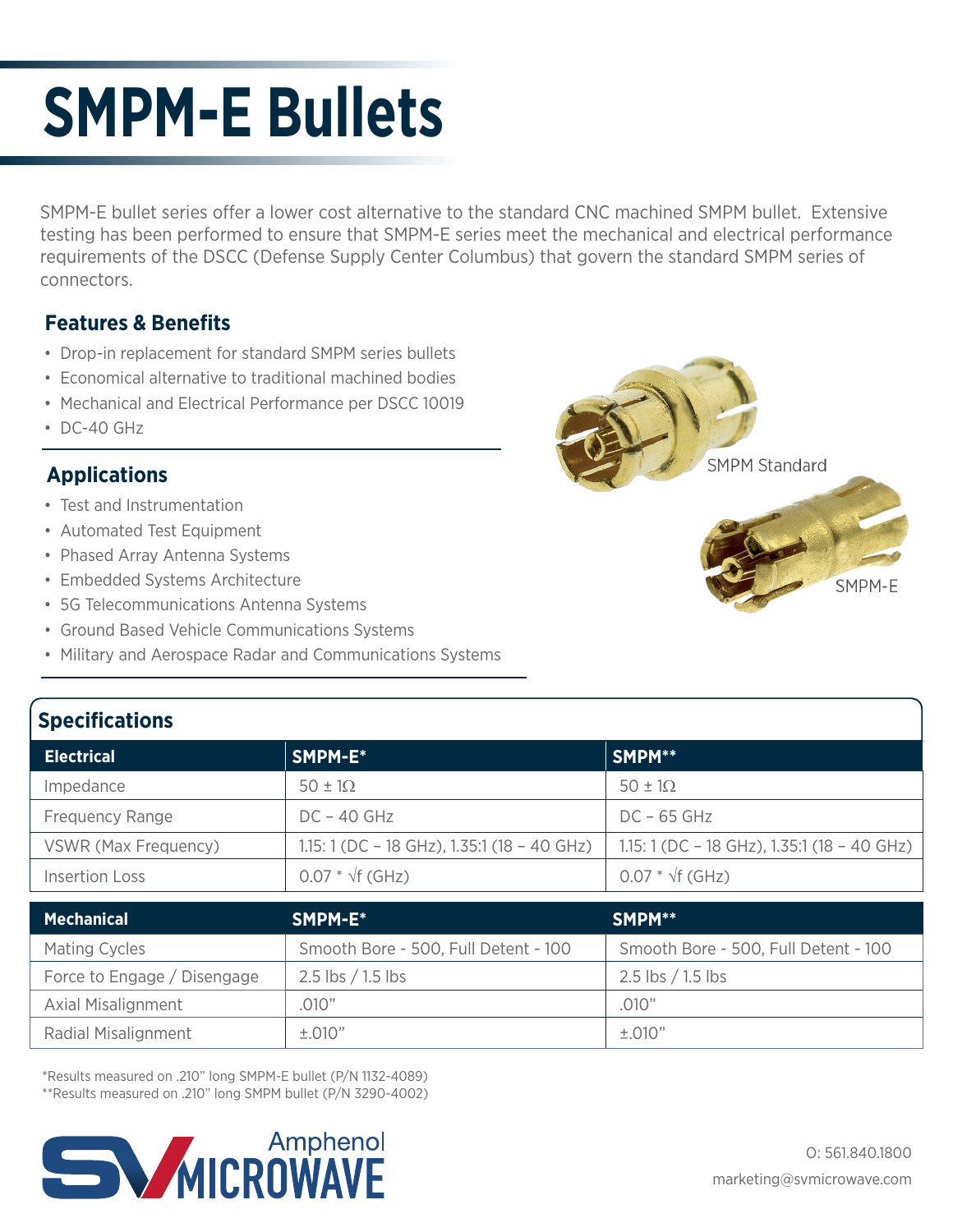# SMPM-E Bullets

SMPM-E bullet series offer a lower cost alternative to the standard CNC machined SMPM bullet. Extensive testing has been performed to ensure that SMPM-E series meet the mechanical and electrical performance requirements of the DSCC (Defense Supply Center Columbus) that govern the standard SMPM series of connectors.

## Features & Benefits

- Drop-in replacement for standard SMPM series bullets
- Economical alternative to traditional machined bodies
- Mechanical and Electrical Performance per DSCC 10019
- DC-40 GHz

## Applications

- Test and Instrumentation
- Automated Test Equipment
- Phased Array Antenna Systems
- Embedded Systems Architecture
- 5G Telecommunications Antenna Systems
- Ground Based Vehicle Communications Systems
- Military and Aerospace Radar and Communications Systems

SMPM Standard

SMPM-E

## Specifications

| Electrical | SMPM-E* | SMPM** |
|---|---|---|
| Impedance | 50 ± 1Ω | 50 ± 1Ω |
| Frequency Range | DC – 40 GHz | DC – 65 GHz |
| VSWR (Max Frequency) | 1.15: 1 (DC – 18 GHz), 1.35:1 (18 – 40 GHz) | 1.15: 1 (DC – 18 GHz), 1.35:1 (18 – 40 GHz) |
| Insertion Loss | $0.07 * \sqrt{f}$ (GHz) | $0.07 * \sqrt{f}$ (GHz) |

| Mechanical | SMPM-E* | SMPM** |
|---|---|---|
| Mating Cycles | Smooth Bore - 500, Full Detent - 100 | Smooth Bore - 500, Full Detent - 100 |
| Force to Engage / Disengage | 2.5 lbs / 1.5 lbs | 2.5 lbs / 1.5 lbs |
| Axial Misalignment | .010" | .010" |
| Radial Misalignment | ±.010" | ±.010" |

*Results measured on .210" long SMPM-E bullet (P/N 1132-4089)
**Results measured on .210" long SMPM bullet (P/N 3290-4002)

SV Amphenol MICROWAVE

O: 561.840.1800
marketing@svmicrowave.com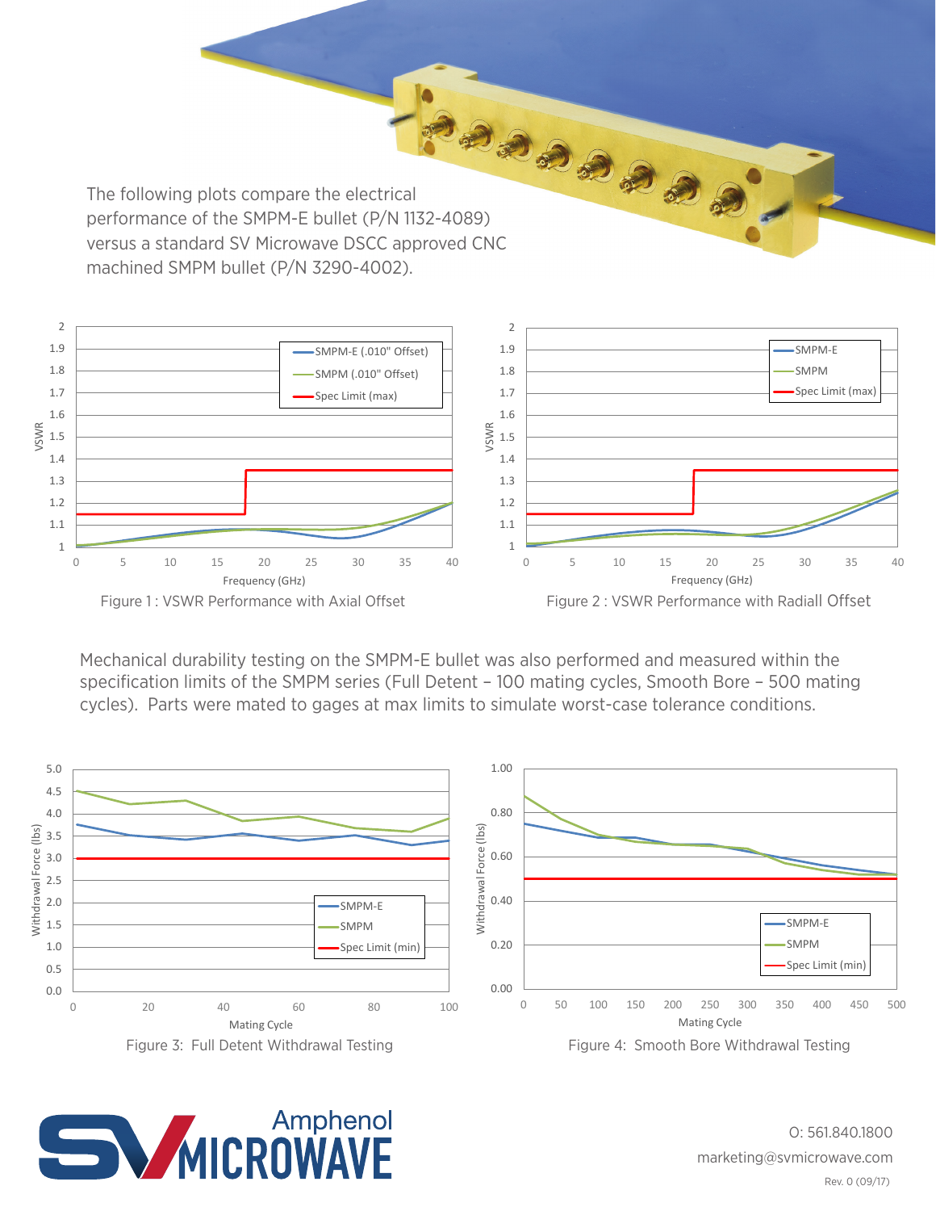The following plots compare the electrical performance of the SMPM-E bullet (P/N 1132-4089) versus a standard SV Microwave DSCC approved CNC machined SMPM bullet (P/N 3290-4002).

VSWR
2
1.9
1.8
1.7
1.6
1.5
1.4
1.3
1.2
1.1
1
0 5 10 15 20 25 30 35 40
Frequency (GHz)
SMPM-E (.010" Offset)
SMPM (.010" Offset)
Spec Limit (max)

Figure 1 : VSWR Performance with Axial Offset

VSWR
2
1.9
1.8
1.7
1.6
1.5
1.4
1.3
1.2
1.1
1
0 5 10 15 20 25 30 35 40
Frequency (GHz)
SMPM-E
SMPM
Spec Limit (max)

Figure 2 : VSWR Performance with Radiall Offset

Mechanical durability testing on the SMPM-E bullet was also performed and measured within the specification limits of the SMPM series (Full Detent – 100 mating cycles, Smooth Bore – 500 mating cycles). Parts were mated to gages at max limits to simulate worst-case tolerance conditions.

Withdrawal Force (lbs)
5.0
4.5
4.0
3.5
3.0
2.5
2.0
1.5
1.0
0.5
0.0
0 20 40 60 80 100
Mating Cycle
SMPM-E
SMPM
Spec Limit (min)

Figure 3: Full Detent Withdrawal Testing

Withdrawal Force (lbs)
1.00
0.80
0.60
0.40
0.20
0.00
0 50 100 150 200 250 300 350 400 450 500
Mating Cycle
SMPM-E
SMPM
Spec Limit (min)

Figure 4: Smooth Bore Withdrawal Testing

Amphenol SV MICROWAVE

O: 561.840.1800
marketing@svmicrowave.com
Rev. 0 (09/17)